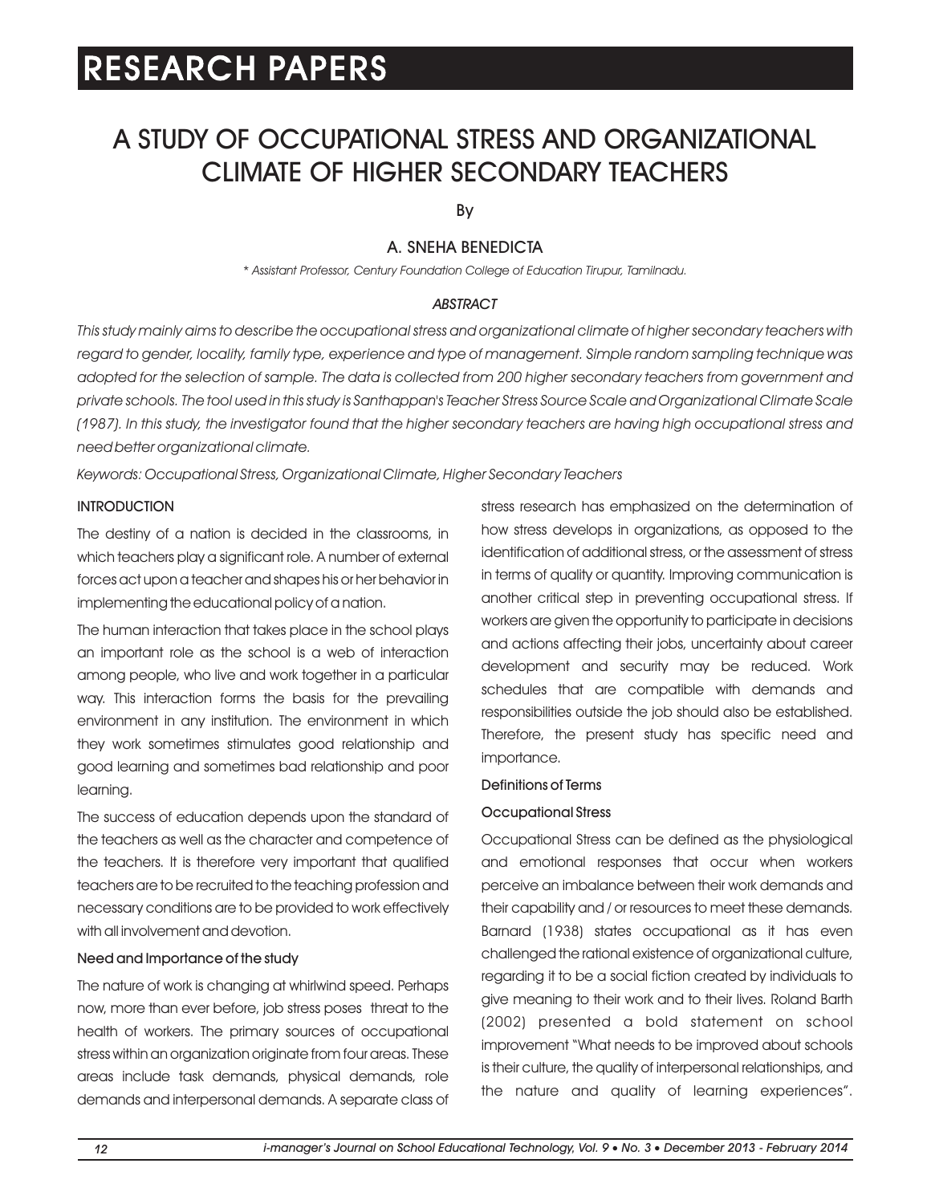RESEARCH PAPERS

# A STUDY OF OCCUPATIONAL STRESS AND ORGANIZATIONAL CLIMATE OF HIGHER SECONDARY TEACHERS

By

## A. SNEHA BENEDICTA

*\* Assistant Professor, Century Foundation College of Education Tirupur, Tamilnadu.*

### *ABSTRACT*

*This study mainly aims to describe the occupational stress and organizational climate of higher secondary teachers with regard to gender, locality, family type, experience and type of management. Simple random sampling technique was adopted for the selection of sample. The data is collected from 200 higher secondary teachers from government and private schools. The tool used in this study is Santhappan's Teacher Stress Source Scale and Organizational Climate Scale (1987). In this study, the investigator found that the higher secondary teachers are having high occupational stress and need better organizational climate.*

*Keywords: Occupational Stress, Organizational Climate, Higher Secondary Teachers*

## INTRODUCTION

The destiny of a nation is decided in the classrooms, in which teachers play a significant role. A number of external forces act upon a teacher and shapes his or her behavior in implementing the educational policy of a nation.

The human interaction that takes place in the school plays an important role as the school is a web of interaction among people, who live and work together in a particular way. This interaction forms the basis for the prevailing environment in any institution. The environment in which they work sometimes stimulates good relationship and good learning and sometimes bad relationship and poor learning.

The success of education depends upon the standard of the teachers as well as the character and competence of the teachers. It is therefore very important that qualified teachers are to be recruited to the teaching profession and necessary conditions are to be provided to work effectively with all involvement and devotion.

### Need and Importance of the study

The nature of work is changing at whirlwind speed. Perhaps now, more than ever before, job stress poses threat to the health of workers. The primary sources of occupational stress within an organization originate from four areas. These areas include task demands, physical demands, role demands and interpersonal demands. A separate class of stress research has emphasized on the determination of how stress develops in organizations, as opposed to the identification of additional stress, or the assessment of stress in terms of quality or quantity. Improving communication is another critical step in preventing occupational stress. If workers are given the opportunity to participate in decisions and actions affecting their jobs, uncertainty about career development and security may be reduced. Work schedules that are compatible with demands and responsibilities outside the job should also be established. Therefore, the present study has specific need and importance.

### Definitions of Terms

#### Occupational Stress

Occupational Stress can be defined as the physiological and emotional responses that occur when workers perceive an imbalance between their work demands and their capability and / or resources to meet these demands. Barnard (1938) states occupational as it has even challenged the rational existence of organizational culture, regarding it to be a social fiction created by individuals to give meaning to their work and to their lives. Roland Barth (2002) presented a bold statement on school improvement "What needs to be improved about schools is their culture, the quality of interpersonal relationships, and the nature and quality of learning experiences".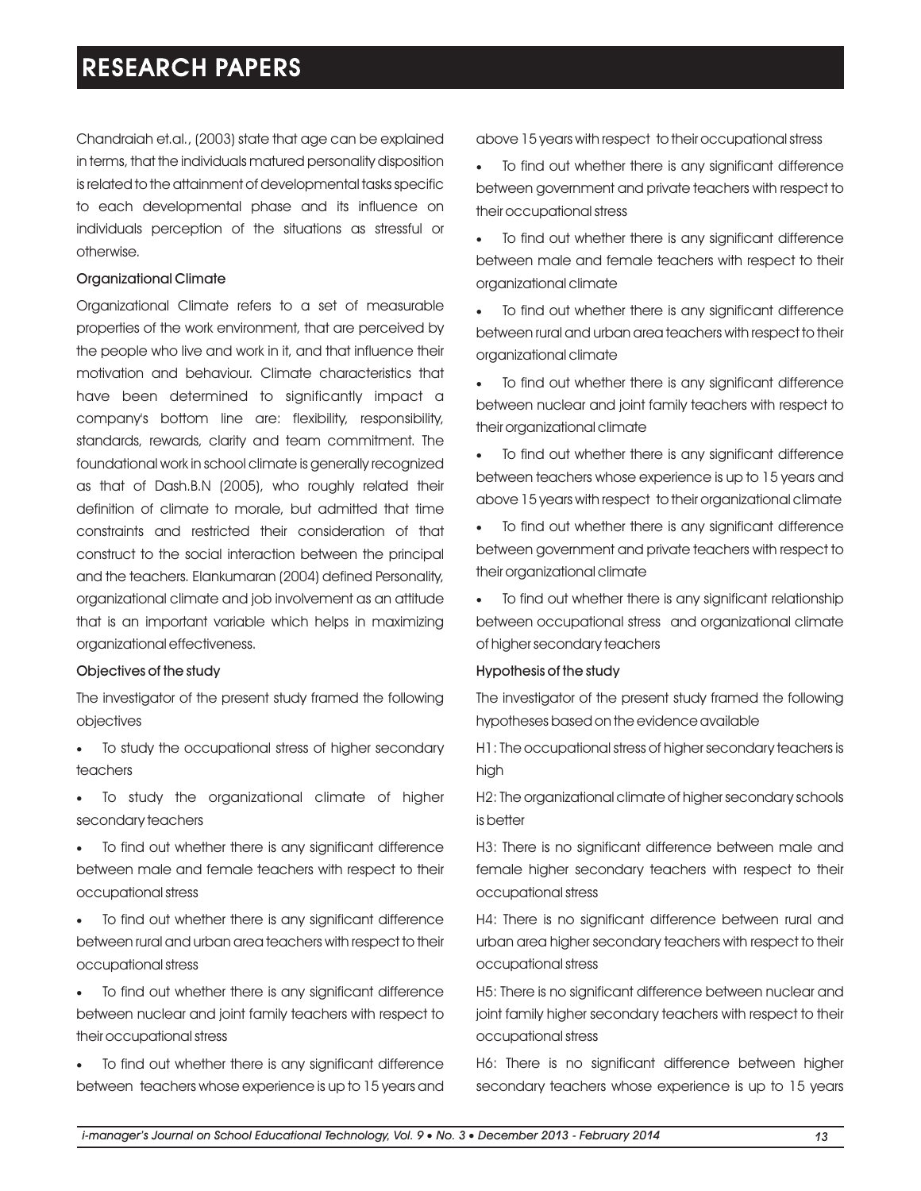Chandraiah et.al., (2003) state that age can be explained in terms, that the individuals matured personality disposition is related to the attainment of developmental tasks specific to each developmental phase and its influence on individuals perception of the situations as stressful or otherwise.

### Organizational Climate

Organizational Climate refers to a set of measurable properties of the work environment, that are perceived by the people who live and work in it, and that influence their motivation and behaviour. Climate characteristics that have been determined to significantly impact a company's bottom line are: flexibility, responsibility, standards, rewards, clarity and team commitment. The foundational work in school climate is generally recognized as that of Dash.B.N (2005), who roughly related their definition of climate to morale, but admitted that time constraints and restricted their consideration of that construct to the social interaction between the principal and the teachers. Elankumaran (2004) defined Personality, organizational climate and job involvement as an attitude that is an important variable which helps in maximizing organizational effectiveness.

### Objectives of the study

The investigator of the present study framed the following objectives

- To study the occupational stress of higher secondary teachers
- To study the organizational climate of higher secondary teachers
- To find out whether there is any significant difference between male and female teachers with respect to their occupational stress
- To find out whether there is any significant difference between rural and urban area teachers with respect to their occupational stress
- To find out whether there is any significant difference between nuclear and joint family teachers with respect to their occupational stress
- To find out whether there is any significant difference between teachers whose experience is up to 15 years and above 15 years with respect to their occupational stress
- To find out whether there is any significant difference between government and private teachers with respect to their occupational stress
- To find out whether there is any significant difference between male and female teachers with respect to their organizational climate
- To find out whether there is any significant difference between rural and urban area teachers with respect to their organizational climate
- To find out whether there is any significant difference between nuclear and joint family teachers with respect to their organizational climate
- To find out whether there is any significant difference between teachers whose experience is up to 15 years and above 15 years with respect to their organizational climate
- To find out whether there is any significant difference between government and private teachers with respect to their organizational climate
- To find out whether there is any significant relationship between occupational stress and organizational climate of higher secondary teachers

### Hypothesis of the study

The investigator of the present study framed the following hypotheses based on the evidence available

H1: The occupational stress of higher secondary teachers is high

H2: The organizational climate of higher secondary schools is better

H3: There is no significant difference between male and female higher secondary teachers with respect to their occupational stress

H4: There is no significant difference between rural and urban area higher secondary teachers with respect to their occupational stress

H5: There is no significant difference between nuclear and joint family higher secondary teachers with respect to their occupational stress

H6: There is no significant difference between higher secondary teachers whose experience is up to 15 years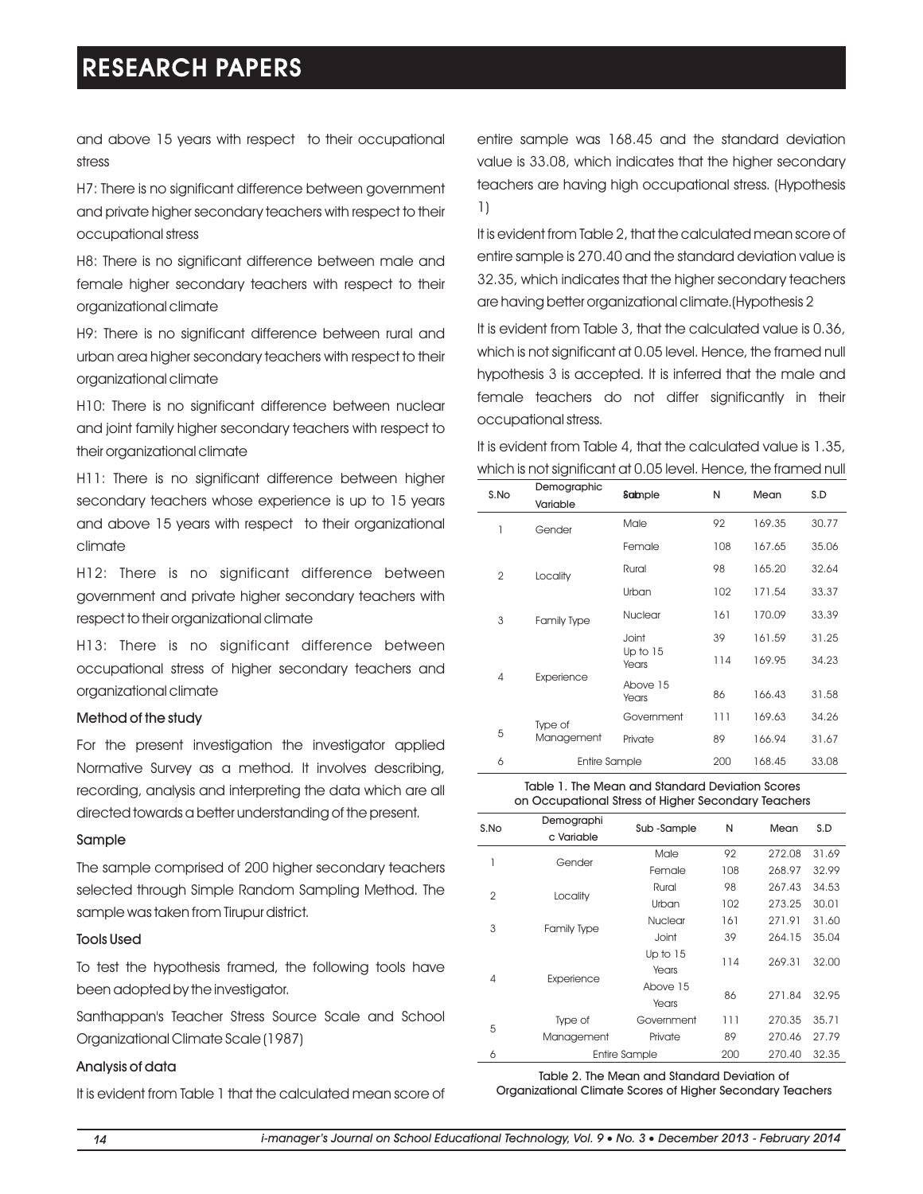and above 15 years with respect to their occupational stress

H7: There is no significant difference between government and private higher secondary teachers with respect to their occupational stress

H8: There is no significant difference between male and female higher secondary teachers with respect to their organizational climate

H9: There is no significant difference between rural and urban area higher secondary teachers with respect to their organizational climate

H10: There is no significant difference between nuclear and joint family higher secondary teachers with respect to their organizational climate

H11: There is no significant difference between higher secondary teachers whose experience is up to 15 years and above 15 years with respect to their organizational climate

H12: There is no significant difference between government and private higher secondary teachers with respect to their organizational climate

H13: There is no significant difference between occupational stress of higher secondary teachers and organizational climate

### Method of the study

For the present investigation the investigator applied Normative Survey as a method. It involves describing, recording, analysis and interpreting the data which are all directed towards a better understanding of the present.

### Sample

The sample comprised of 200 higher secondary teachers selected through Simple Random Sampling Method. The sample was taken from Tirupur district.

### Tools Used

To test the hypothesis framed, the following tools have been adopted by the investigator.

Santhappan's Teacher Stress Source Scale and School Organizational Climate Scale (1987)

### Analysis of data

It is evident from Table 1 that the calculated mean score of entire sample was 168.45 and the standard deviation value is 33.08, which indicates that the higher secondary teachers are having high occupational stress. (Hypothesis 1)

It is evident from Table 2, that the calculated mean score of entire sample is 270.40 and the standard deviation value is 32.35, which indicates that the higher secondary teachers are having better organizational climate.(Hypothesis 2

It is evident from Table 3, that the calculated value is 0.36, which is not significant at 0.05 level. Hence, the framed null hypothesis 3 is accepted. It is inferred that the male and female teachers do not differ significantly in their occupational stress.

It is evident from Table 4, that the calculated value is 1.35, which is not significant at 0.05 level. Hence, the framed null

| S.No | Demographic Variable | Sub-Sample | N | Mean | S.D |
|---|---|---|---|---|---|
| 1 | Gender | Male | 92 | 169.35 | 30.77 |
| | | Female | 108 | 167.65 | 35.06 |
| 2 | Locality | Rural | 98 | 165.20 | 32.64 |
| | | Urban | 102 | 171.54 | 33.37 |
| 3 | Family Type | Nuclear | 161 | 170.09 | 33.39 |
| | | Joint | 39 | 161.59 | 31.25 |
| 4 | Experience | Up to 15 Years | 114 | 169.95 | 34.23 |
| | | Above 15 Years | 86 | 166.43 | 31.58 |
| 5 | Type of Management | Government | 111 | 169.63 | 34.26 |
| | | Private | 89 | 166.94 | 31.67 |
| 6 | Entire Sample | | 200 | 168.45 | 33.08 |

Table 1. The Mean and Standard Deviation Scores on Occupational Stress of Higher Secondary Teachers

| S.No | Demographic Variable | Sub -Sample | N | Mean | S.D |
|---|---|---|---|---|---|
| 1 | Gender | Male | 92 | 272.08 | 31.69 |
| | | Female | 108 | 268.97 | 32.99 |
| 2 | Locality | Rural | 98 | 267.43 | 34.53 |
| | | Urban | 102 | 273.25 | 30.01 |
| 3 | Family Type | Nuclear | 161 | 271.91 | 31.60 |
| | | Joint | 39 | 264.15 | 35.04 |
| 4 | Experience | Up to 15 Years | 114 | 269.31 | 32.00 |
| | | Above 15 Years | 86 | 271.84 | 32.95 |
| 5 | Type of Management | Government | 111 | 270.35 | 35.71 |
| | | Private | 89 | 270.46 | 27.79 |
| 6 | Entire Sample | | 200 | 270.40 | 32.35 |

Table 2. The Mean and Standard Deviation of Organizational Climate Scores of Higher Secondary Teachers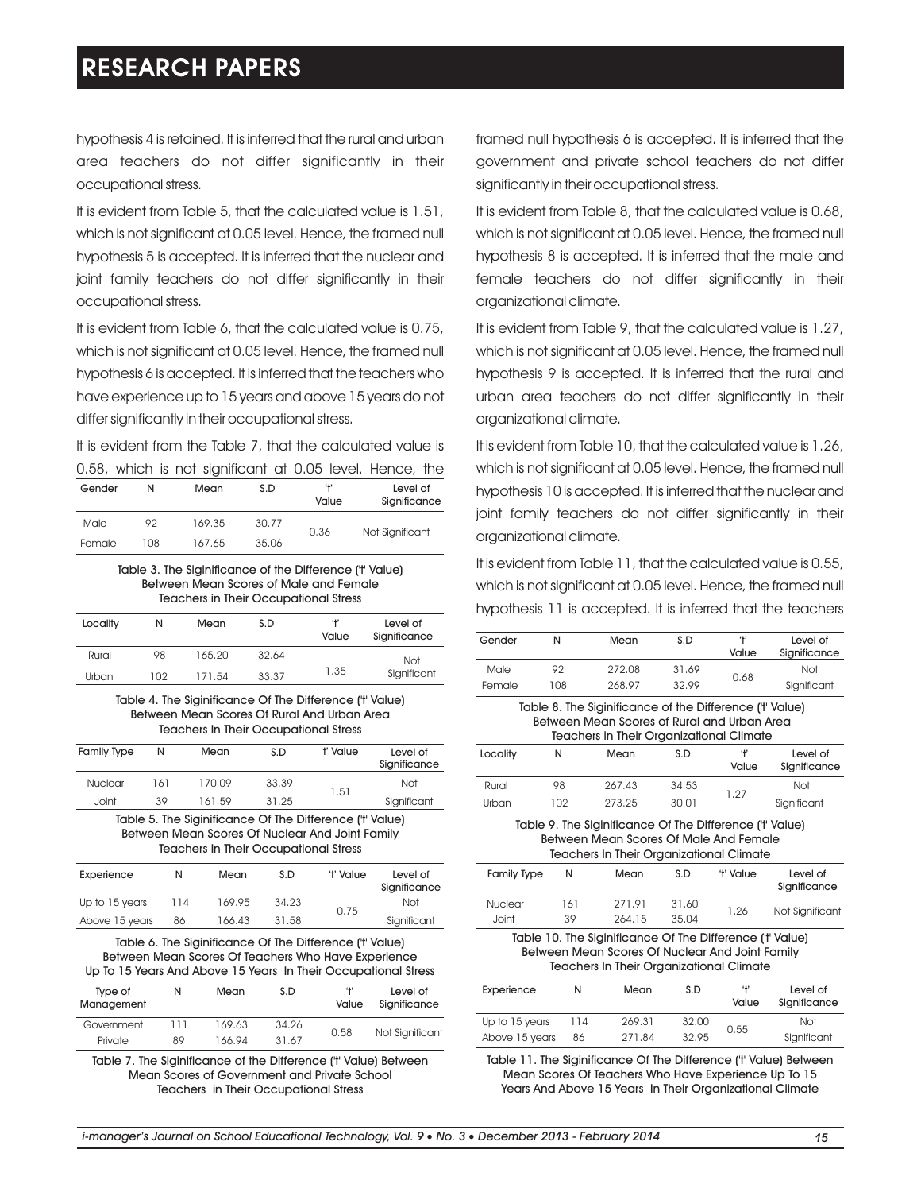hypothesis 4 is retained. It is inferred that the rural and urban area teachers do not differ significantly in their occupational stress.

It is evident from Table 5, that the calculated value is 1.51, which is not significant at 0.05 level. Hence, the framed null hypothesis 5 is accepted. It is inferred that the nuclear and joint family teachers do not differ significantly in their occupational stress.

It is evident from Table 6, that the calculated value is 0.75, which is not significant at 0.05 level. Hence, the framed null hypothesis 6 is accepted. It is inferred that the teachers who have experience up to 15 years and above 15 years do not differ significantly in their occupational stress.

It is evident from the Table 7, that the calculated value is 0.58, which is not significant at 0.05 level. Hence, the framed null hypothesis 6 is accepted. It is inferred that the government and private school teachers do not differ significantly in their occupational stress.

| Gender | N | Mean | S.D | 't' Value | Level of Significance |
|---|---|---|---|---|---|
| Male | 92 | 169.35 | 30.77 | 0.36 | Not Significant |
| Female | 108 | 167.65 | 35.06 | | |

Table 3. The Siginificance of the Difference ('t' Value) Between Mean Scores of Male and Female Teachers in Their Occupational Stress

| Locality | N | Mean | S.D | 't' Value | Level of Significance |
|---|---|---|---|---|---|
| Rural | 98 | 165.20 | 32.64 | 1.35 | Not Significant |
| Urban | 102 | 171.54 | 33.37 | | |

Table 4. The Siginificance Of The Difference ('t' Value) Between Mean Scores Of Rural And Urban Area Teachers In Their Occupational Stress

| Family Type | N | Mean | S.D | 't' Value | Level of Significance |
|---|---|---|---|---|---|
| Nuclear | 161 | 170.09 | 33.39 | 1.51 | Not Significant |
| Joint | 39 | 161.59 | 31.25 | | |

Table 5. The Siginificance Of The Difference ('t' Value) Between Mean Scores Of Nuclear And Joint Family Teachers In Their Occupational Stress

| Experience | N | Mean | S.D | 't' Value | Level of Significance |
|---|---|---|---|---|---|
| Up to 15 years | 114 | 169.95 | 34.23 | 0.75 | Not Significant |
| Above 15 years | 86 | 166.43 | 31.58 | | |

Table 6. The Siginificance Of The Difference ('t' Value) Between Mean Scores Of Teachers Who Have Experience Up To 15 Years And Above 15 Years In Their Occupational Stress

| Type of Management | N | Mean | S.D | 't' Value | Level of Significance |
|---|---|---|---|---|---|
| Government | 111 | 169.63 | 34.26 | 0.58 | Not Significant |
| Private | 89 | 166.94 | 31.67 | | |

Table 7. The Significance of the Difference ('t' Value) Between Mean Scores of Government and Private School Teachers in Their Occupational Stress

It is evident from Table 8, that the calculated value is 0.68, which is not significant at 0.05 level. Hence, the framed null hypothesis 8 is accepted. It is inferred that the male and female teachers do not differ significantly in their organizational climate.

It is evident from Table 9, that the calculated value is 1.27, which is not significant at 0.05 level. Hence, the framed null hypothesis 9 is accepted. It is inferred that the rural and urban area teachers do not differ significantly in their organizational climate.

It is evident from Table 10, that the calculated value is 1.26, which is not significant at 0.05 level. Hence, the framed null hypothesis 10 is accepted. It is inferred that the nuclear and joint family teachers do not differ significantly in their organizational climate.

It is evident from Table 11, that the calculated value is 0.55, which is not significant at 0.05 level. Hence, the framed null hypothesis 11 is accepted. It is inferred that the teachers

| Gender | N | Mean | S.D | 't' Value | Level of Significance |
|---|---|---|---|---|---|
| Male | 92 | 272.08 | 31.69 | 0.68 | Not Significant |
| Female | 108 | 268.97 | 32.99 | | |

Table 8. The Siginificance of the Difference ('t' Value) Between Mean Scores of Rural and Urban Area Teachers in Their Organizational Climate

| Locality | N | Mean | S.D | 't' Value | Level of Significance |
|---|---|---|---|---|---|
| Rural | 98 | 267.43 | 34.53 | 1.27 | Not Significant |
| Urban | 102 | 273.25 | 30.01 | | |

Table 9. The Siginificance Of The Difference ('t' Value) Between Mean Scores Of Male And Female Teachers In Their Organizational Climate

| Family Type | N | Mean | S.D | 't' Value | Level of Significance |
|---|---|---|---|---|---|
| Nuclear | 161 | 271.91 | 31.60 | 1.26 | Not Significant |
| Joint | 39 | 264.15 | 35.04 | | |

Table 10. The Siginificance Of The Difference ('t' Value) Between Mean Scores Of Nuclear And Joint Family Teachers In Their Organizational Climate

| Experience | N | Mean | S.D | 't' Value | Level of Significance |
|---|---|---|---|---|---|
| Up to 15 years | 114 | 269.31 | 32.00 | 0.55 | Not Significant |
| Above 15 years | 86 | 271.84 | 32.95 | | |

Table 11. The Siginificance Of The Difference ('t' Value) Between Mean Scores Of Teachers Who Have Experience Up To 15 Years And Above 15 Years In Their Organizational Climate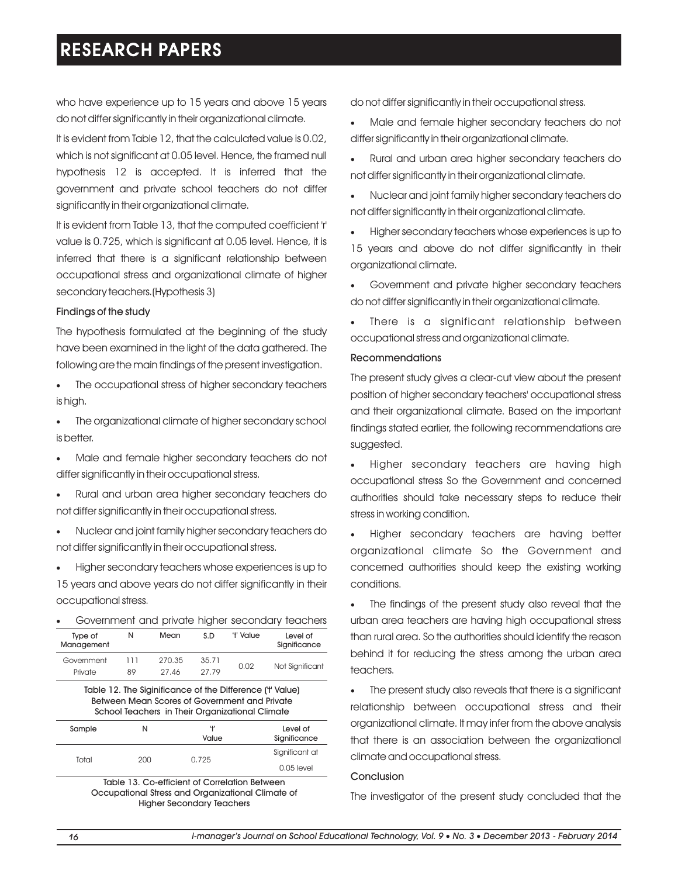who have experience up to 15 years and above 15 years do not differ significantly in their organizational climate.

It is evident from Table 12, that the calculated value is 0.02, which is not significant at 0.05 level. Hence, the framed null hypothesis 12 is accepted. It is inferred that the government and private school teachers do not differ significantly in their organizational climate.

It is evident from Table 13, that the computed coefficient 'r' value is 0.725, which is significant at 0.05 level. Hence, it is inferred that there is a significant relationship between occupational stress and organizational climate of higher secondary teachers.(Hypothesis 3)

### Findings of the study

The hypothesis formulated at the beginning of the study have been examined in the light of the data gathered. The following are the main findings of the present investigation.

- The occupational stress of higher secondary teachers is high.
- The organizational climate of higher secondary school is better.
- Male and female higher secondary teachers do not differ significantly in their occupational stress.
- Rural and urban area higher secondary teachers do not differ significantly in their occupational stress.
- Nuclear and joint family higher secondary teachers do not differ significantly in their occupational stress.
- Higher secondary teachers whose experiences is up to 15 years and above years do not differ significantly in their occupational stress.
- Government and private higher secondary teachers do not differ significantly in their occupational stress.
- Male and female higher secondary teachers do not differ significantly in their organizational climate.
- Rural and urban area higher secondary teachers do not differ significantly in their organizational climate.
- Nuclear and joint family higher secondary teachers do not differ significantly in their organizational climate.
- Higher secondary teachers whose experiences is up to 15 years and above do not differ significantly in their organizational climate.
- Government and private higher secondary teachers do not differ significantly in their organizational climate.
- There is a significant relationship between occupational stress and organizational climate.

| Type of Management | N | Mean | S.D | 't' Value | Level of Significance |
|---|---|---|---|---|---|
| Government | 111 | 270.35 | 35.71 | 0.02 | Not Significant |
| Private | 89 | 27.46 | 27.79 | | |

Table 12. The Siginificance of the Difference ('t' Value) Between Mean Scores of Government and Private School Teachers in Their Organizational Climate

| Sample | N | 't' Value | Level of Significance |
|---|---|---|---|
| Total | 200 | 0.725 | Significant at 0.05 level |

Table 13. Co-efficient of Correlation Between Occupational Stress and Organizational Climate of Higher Secondary Teachers

### Recommendations

The present study gives a clear-cut view about the present position of higher secondary teachers' occupational stress and their organizational climate. Based on the important findings stated earlier, the following recommendations are suggested.

- Higher secondary teachers are having high occupational stress So the Government and concerned authorities should take necessary steps to reduce their stress in working condition.
- Higher secondary teachers are having better organizational climate So the Government and concerned authorities should keep the existing working conditions.
- The findings of the present study also reveal that the urban area teachers are having high occupational stress than rural area. So the authorities should identify the reason behind it for reducing the stress among the urban area teachers.
- The present study also reveals that there is a significant relationship between occupational stress and their organizational climate. It may infer from the above analysis that there is an association between the organizational climate and occupational stress.

### Conclusion

The investigator of the present study concluded that the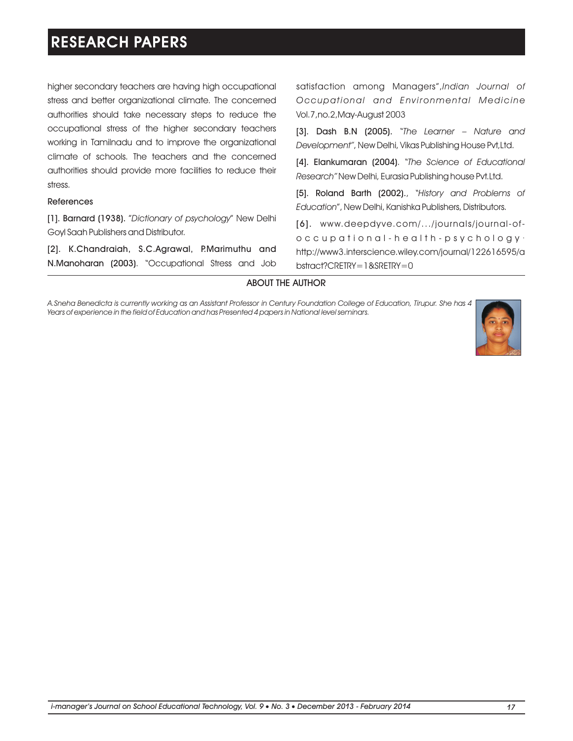higher secondary teachers are having high occupational stress and better organizational climate. The concerned authorities should take necessary steps to reduce the occupational stress of the higher secondary teachers working in Tamilnadu and to improve the organizational climate of schools. The teachers and the concerned authorities should provide more facilities to reduce their stress.

## References

[1]. **Barnard (1938).** "*Dictionary of psychology*" New Delhi Goyl Saah Publishers and Distributor.

[2]. **K.Chandraiah, S.C.Agrawal, P.Marimuthu and N.Manoharan (2003)**. "Occupational Stress and Job satisfaction among Managers",*Indian Journal of Occupational and Environmental Medicine* Vol.7,no.2,May-August 2003

[3]. **Dash B.N (2005).** "*The Learner – Nature and Development*", New Delhi, Vikas Publishing House Pvt,Ltd.

[4]. **Elankumaran (2004)**. "*The Science of Educational Research"* New Delhi, Eurasia Publishing house Pvt.Ltd.

[5]. **Roland Barth (2002).**, "*History and Problems of Education*", New Delhi, Kanishka Publishers, Distributors.

[6]. www.deepdyve.com/.../journals/journal-of-occupational-health-psychology· http://www3.interscience.wiley.com/journal/122616595/abstract?CRETRY=1&SRETRY=0

## ABOUT THE AUTHOR

*A.Sneha Benedicta is currently working as an Assistant Professor in Century Foundation College of Education, Tirupur. She has 4 Years of experience in the field of Education and has Presented 4 papers in National level seminars.*